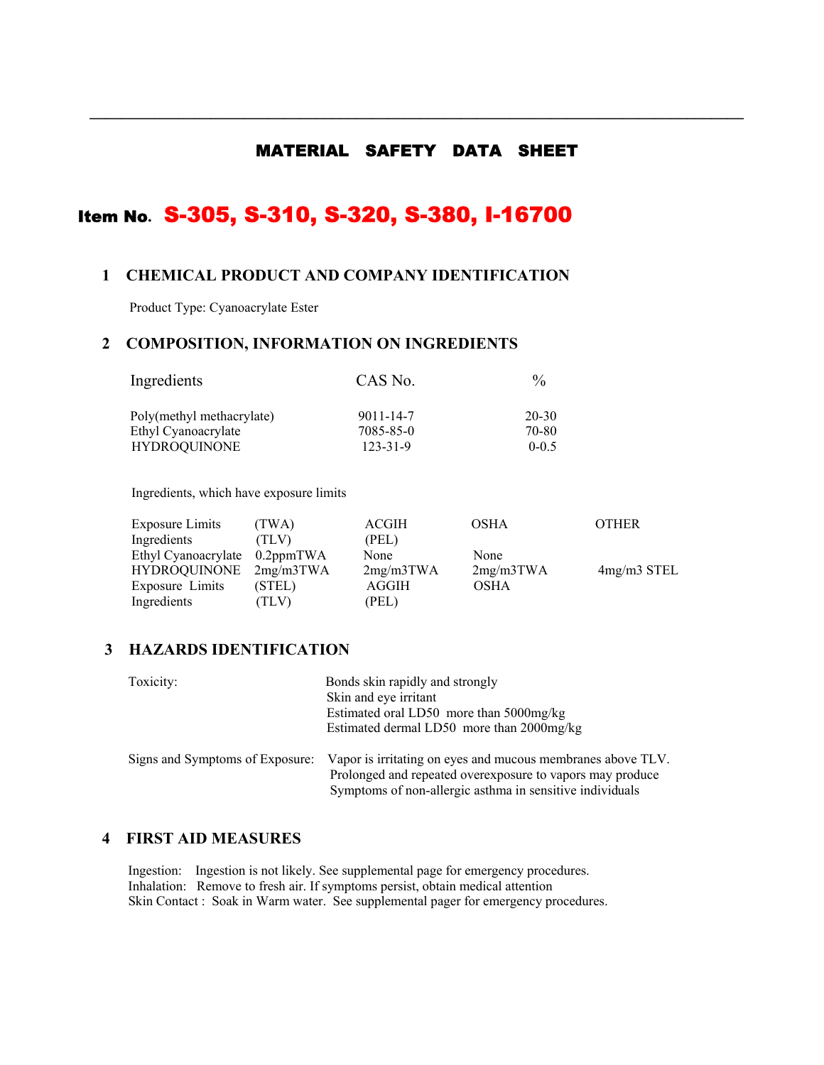# MATERIAL SAFETY DATA SHEET

## Item No. S-305, S-310, S-320, S-380, I-16700

### 1 CHEMICAL PRODUCT AND COMPANY IDENTIFICATION

Product Type: Cyanoacrylate Ester

### 2 COMPOSITION, INFORMATION ON INGREDIENTS

| Ingredients | CAS No. | % |
|---|---|---|
| Poly(methyl methacrylate) | 9011-14-7 | 20-30 |
| Ethyl Cyanoacrylate | 7085-85-0 | 70-80 |
| HYDROQUINONE | 123-31-9 | 0-0.5 |

Ingredients, which have exposure limits

| Exposure Limits Ingredients | (TWA) (TLV) | ACGIH (PEL) | OSHA | OTHER |
|---|---|---|---|---|
| Ethyl Cyanoacrylate | 0.2ppmTWA | None | None | |
| HYDROQUINONE | 2mg/m3TWA | 2mg/m3TWA | 2mg/m3TWA | 4mg/m3 STEL |
| Exposure Limits Ingredients | (STEL) (TLV) | AGGIH (PEL) | OSHA | |

### 3 HAZARDS IDENTIFICATION

Toxicity:
- Bonds skin rapidly and strongly
- Skin and eye irritant
- Estimated oral LD50 more than 5000mg/kg
- Estimated dermal LD50 more than 2000mg/kg

Signs and Symptoms of Exposure: Vapor is irritating on eyes and mucous membranes above TLV. Prolonged and repeated overexposure to vapors may produce Symptoms of non-allergic asthma in sensitive individuals

### 4 FIRST AID MEASURES

Ingestion: Ingestion is not likely. See supplemental page for emergency procedures.
Inhalation: Remove to fresh air. If symptoms persist, obtain medical attention
Skin Contact : Soak in Warm water. See supplemental pager for emergency procedures.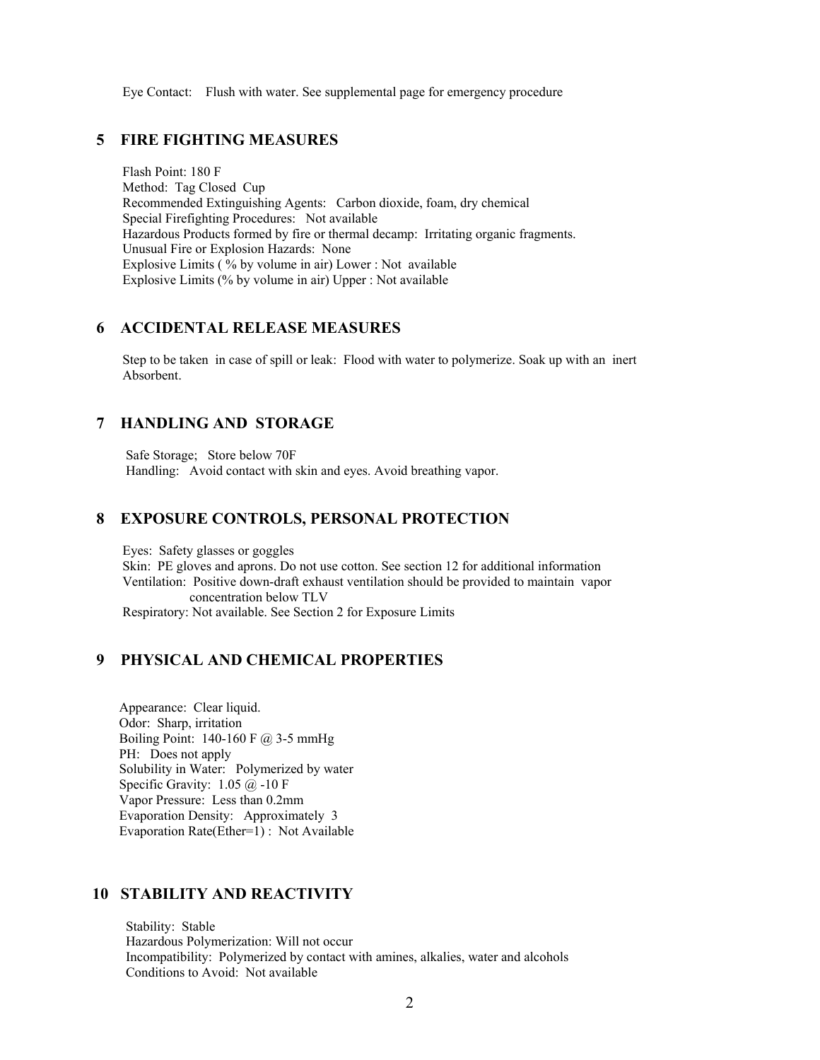Eye Contact: Flush with water. See supplemental page for emergency procedure

## 5 FIRE FIGHTING MEASURES

Flash Point: 180 F
Method: Tag Closed Cup
Recommended Extinguishing Agents: Carbon dioxide, foam, dry chemical
Special Firefighting Procedures: Not available
Hazardous Products formed by fire or thermal decamp: Irritating organic fragments.
Unusual Fire or Explosion Hazards: None
Explosive Limits ( % by volume in air) Lower : Not available
Explosive Limits (% by volume in air) Upper : Not available

## 6 ACCIDENTAL RELEASE MEASURES

Step to be taken in case of spill or leak: Flood with water to polymerize. Soak up with an inert Absorbent.

## 7 HANDLING AND STORAGE

Safe Storage; Store below 70F
Handling: Avoid contact with skin and eyes. Avoid breathing vapor.

## 8 EXPOSURE CONTROLS, PERSONAL PROTECTION

Eyes: Safety glasses or goggles
Skin: PE gloves and aprons. Do not use cotton. See section 12 for additional information
Ventilation: Positive down-draft exhaust ventilation should be provided to maintain vapor concentration below TLV
Respiratory: Not available. See Section 2 for Exposure Limits

## 9 PHYSICAL AND CHEMICAL PROPERTIES

Appearance: Clear liquid.
Odor: Sharp, irritation
Boiling Point: 140-160 F @ 3-5 mmHg
PH: Does not apply
Solubility in Water: Polymerized by water
Specific Gravity: 1.05 @ -10 F
Vapor Pressure: Less than 0.2mm
Evaporation Density: Approximately 3
Evaporation Rate(Ether=1) : Not Available

## 10 STABILITY AND REACTIVITY

Stability: Stable
Hazardous Polymerization: Will not occur
Incompatibility: Polymerized by contact with amines, alkalies, water and alcohols
Conditions to Avoid: Not available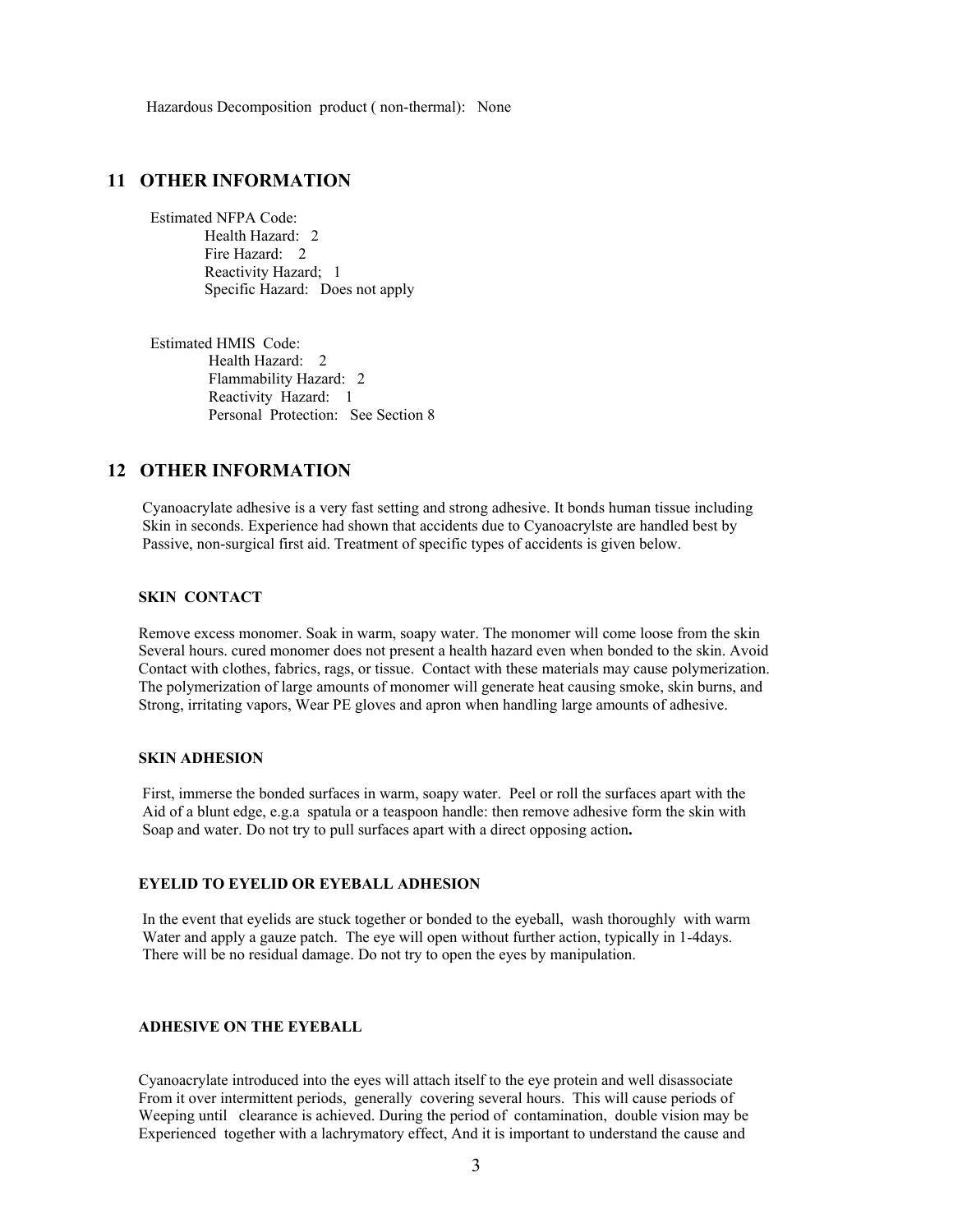Hazardous Decomposition product ( non-thermal): None

## 11 OTHER INFORMATION

Estimated NFPA Code:
Health Hazard: 2
Fire Hazard: 2
Reactivity Hazard; 1
Specific Hazard: Does not apply

Estimated HMIS Code:
Health Hazard: 2
Flammability Hazard: 2
Reactivity Hazard: 1
Personal Protection: See Section 8

## 12 OTHER INFORMATION

Cyanoacrylate adhesive is a very fast setting and strong adhesive. It bonds human tissue including Skin in seconds. Experience had shown that accidents due to Cyanoacrylste are handled best by Passive, non-surgical first aid. Treatment of specific types of accidents is given below.

### SKIN CONTACT

Remove excess monomer. Soak in warm, soapy water. The monomer will come loose from the skin Several hours. cured monomer does not present a health hazard even when bonded to the skin. Avoid Contact with clothes, fabrics, rags, or tissue. Contact with these materials may cause polymerization. The polymerization of large amounts of monomer will generate heat causing smoke, skin burns, and Strong, irritating vapors, Wear PE gloves and apron when handling large amounts of adhesive.

### SKIN ADHESION

First, immerse the bonded surfaces in warm, soapy water. Peel or roll the surfaces apart with the Aid of a blunt edge, e.g.a spatula or a teaspoon handle: then remove adhesive form the skin with Soap and water. Do not try to pull surfaces apart with a direct opposing action**.**

### EYELID TO EYELID OR EYEBALL ADHESION

In the event that eyelids are stuck together or bonded to the eyeball, wash thoroughly with warm Water and apply a gauze patch. The eye will open without further action, typically in 1-4days. There will be no residual damage. Do not try to open the eyes by manipulation.

### ADHESIVE ON THE EYEBALL

Cyanoacrylate introduced into the eyes will attach itself to the eye protein and well disassociate From it over intermittent periods, generally covering several hours. This will cause periods of Weeping until clearance is achieved. During the period of contamination, double vision may be Experienced together with a lachrymatory effect, And it is important to understand the cause and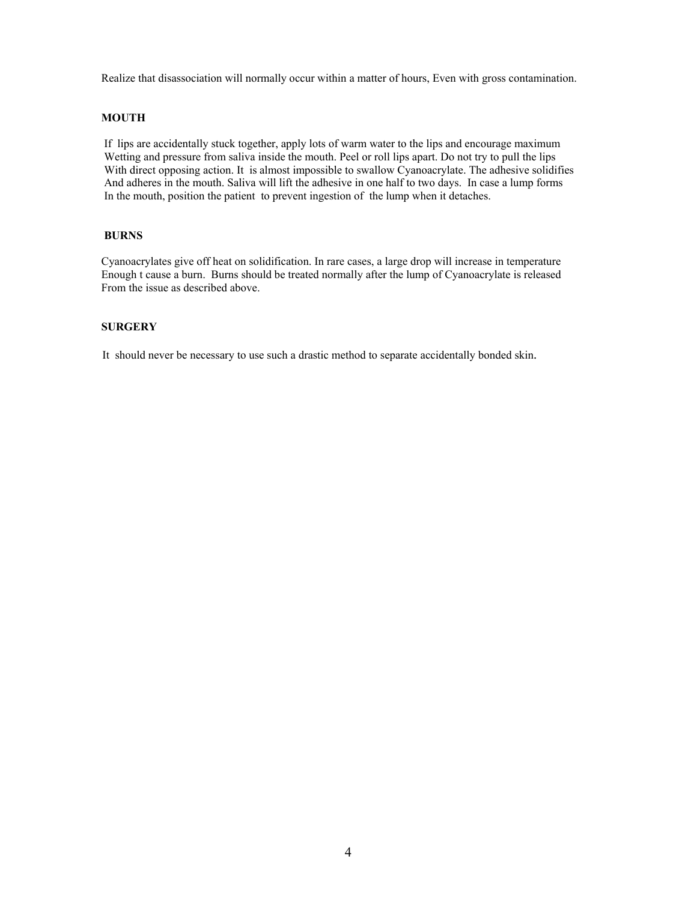Realize that disassociation will normally occur within a matter of hours, Even with gross contamination.

### MOUTH

If lips are accidentally stuck together, apply lots of warm water to the lips and encourage maximum Wetting and pressure from saliva inside the mouth. Peel or roll lips apart. Do not try to pull the lips With direct opposing action. It is almost impossible to swallow Cyanoacrylate. The adhesive solidifies And adheres in the mouth. Saliva will lift the adhesive in one half to two days. In case a lump forms In the mouth, position the patient to prevent ingestion of the lump when it detaches.

### BURNS

Cyanoacrylates give off heat on solidification. In rare cases, a large drop will increase in temperature Enough t cause a burn. Burns should be treated normally after the lump of Cyanoacrylate is released From the issue as described above.

### SURGERY

It should never be necessary to use such a drastic method to separate accidentally bonded skin.